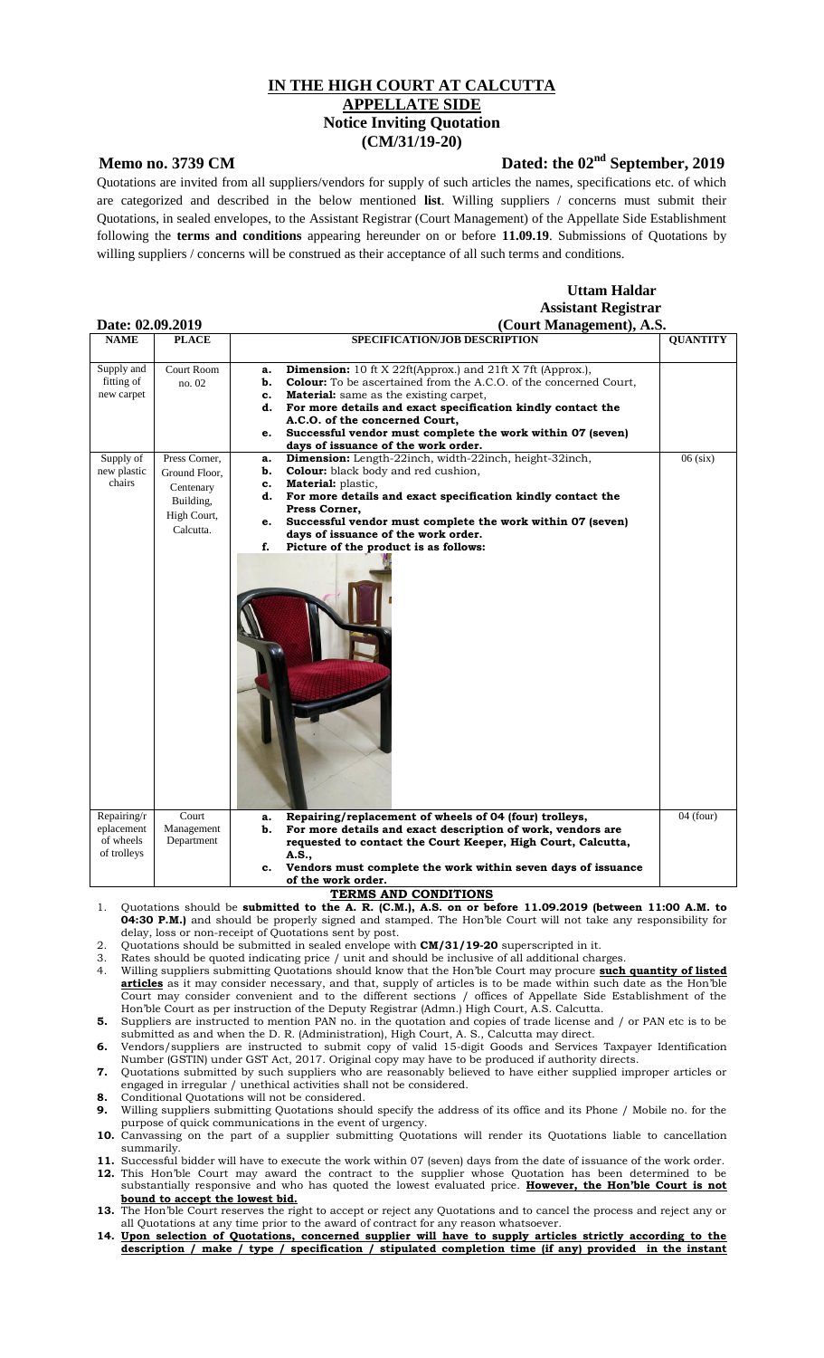# IN THE HIGH COURT AT CALCUTTA

## APPELLATE SIDE

## Notice Inviting Quotation

## (CM/31/19-20)

**Memo no. 3739 CM** **Dated: the 02nd September, 2019**

Quotations are invited from all suppliers/vendors for supply of such articles the names, specifications etc. of which are categorized and described in the below mentioned **list**. Willing suppliers / concerns must submit their Quotations, in sealed envelopes, to the Assistant Registrar (Court Management) of the Appellate Side Establishment following the **terms and conditions** appearing hereunder on or before **11.09.19**. Submissions of Quotations by willing suppliers / concerns will be construed as their acceptance of all such terms and conditions.

**Uttam Haldar**
**Assistant Registrar**
**(Court Management), A.S.**

**Date: 02.09.2019**

| NAME | PLACE | SPECIFICATION/JOB DESCRIPTION | QUANTITY |
|---|---|---|---|
| Supply and fitting of new carpet | Court Room no. 02 | **a.** **Dimension:** 10 ft X 22ft(Approx.) and 21ft X 7ft (Approx.), **b.** **Colour:** To be ascertained from the A.C.O. of the concerned Court, **c.** **Material:** same as the existing carpet, **d.** **For more details and exact specification kindly contact the A.C.O. of the concerned Court,** **e.** **Successful vendor must complete the work within 07 (seven) days of issuance of the work order.** | |
| Supply of new plastic chairs | Press Corner, Ground Floor, Centenary Building, High Court, Calcutta. | **a.** **Dimension:** Length-22inch, width-22inch, height-32inch, **b.** **Colour:** black body and red cushion, **c.** **Material:** plastic, **d.** **For more details and exact specification kindly contact the Press Corner,** **e.** **Successful vendor must complete the work within 07 (seven) days of issuance of the work order.** **f.** **Picture of the product is as follows:** | 06 (six) |
| Repairing/replacement of wheels of trolleys | Court Management Department | **a.** **Repairing/replacement of wheels of 04 (four) trolleys,** **b.** **For more details and exact description of work, vendors are requested to contact the Court Keeper, High Court, Calcutta, A.S.,** **c.** **Vendors must complete the work within seven days of issuance of the work order.** | 04 (four) |

### TERMS AND CONDITIONS

1. Quotations should be **submitted to the A. R. (C.M.), A.S. on or before 11.09.2019 (between 11:00 A.M. to 04:30 P.M.)** and should be properly signed and stamped. The Hon'ble Court will not take any responsibility for delay, loss or non-receipt of Quotations sent by post.
2. Quotations should be submitted in sealed envelope with **CM/31/19-20** superscripted in it.
3. Rates should be quoted indicating price / unit and should be inclusive of all additional charges.
4. Willing suppliers submitting Quotations should know that the Hon'ble Court may procure **such quantity of listed articles** as it may consider necessary, and that, supply of articles is to be made within such date as the Hon'ble Court may consider convenient and to the different sections / offices of Appellate Side Establishment of the Hon'ble Court as per instruction of the Deputy Registrar (Admn.) High Court, A.S. Calcutta.
5. Suppliers are instructed to mention PAN no. in the quotation and copies of trade license and / or PAN etc is to be submitted as and when the D. R. (Administration), High Court, A. S., Calcutta may direct.
6. Vendors/suppliers are instructed to submit copy of valid 15-digit Goods and Services Taxpayer Identification Number (GSTIN) under GST Act, 2017. Original copy may have to be produced if authority directs.
7. Quotations submitted by such suppliers who are reasonably believed to have either supplied improper articles or engaged in irregular / unethical activities shall not be considered.
8. Conditional Quotations will not be considered.
9. Willing suppliers submitting Quotations should specify the address of its office and its Phone / Mobile no. for the purpose of quick communications in the event of urgency.
10. Canvassing on the part of a supplier submitting Quotations will render its Quotations liable to cancellation summarily.
11. Successful bidder will have to execute the work within 07 (seven) days from the date of issuance of the work order.
12. This Hon'ble Court may award the contract to the supplier whose Quotation has been determined to be substantially responsive and who has quoted the lowest evaluated price. **However, the Hon'ble Court is not bound to accept the lowest bid.**
13. The Hon'ble Court reserves the right to accept or reject any Quotations and to cancel the process and reject any or all Quotations at any time prior to the award of contract for any reason whatsoever.
14. **Upon selection of Quotations, concerned supplier will have to supply articles strictly according to the description / make / type / specification / stipulated completion time (if any) provided in the instant**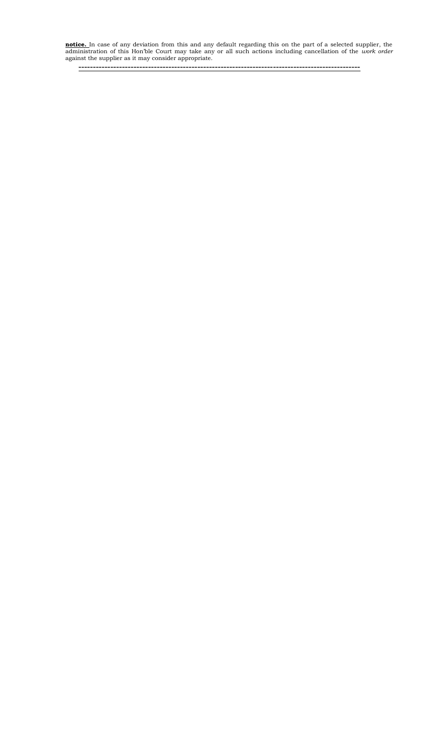**notice.** In case of any deviation from this and any default regarding this on the part of a selected supplier, the administration of this Hon'ble Court may take any or all such actions including cancellation of the *work order* against the supplier as it may consider appropriate.

---